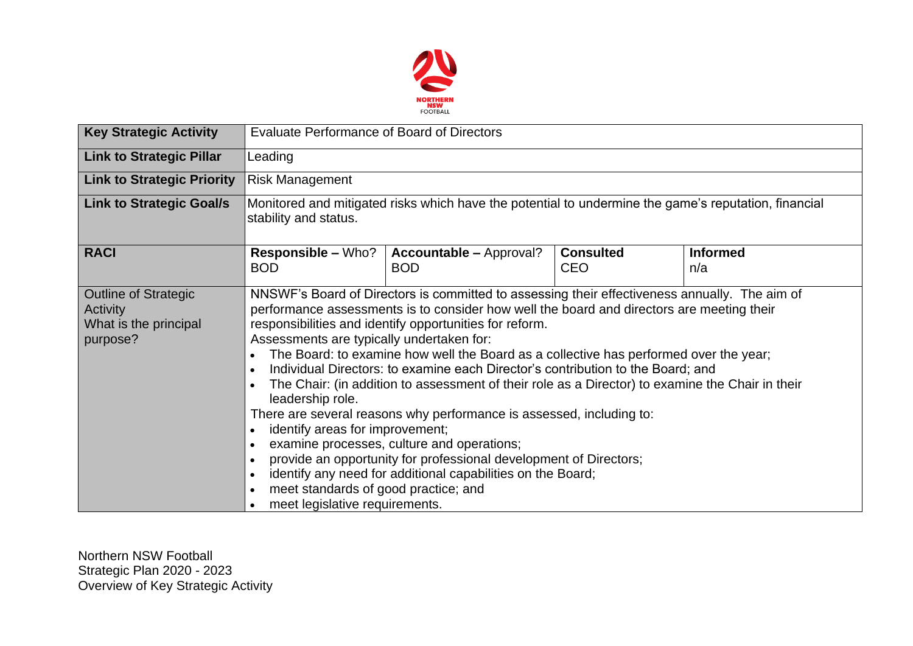| Key Strategic Activity | Evaluate Performance of Board of Directors | | | |
|---|---|---|---|---|
| **Link to Strategic Pillar** | Leading | | | |
| **Link to Strategic Priority** | Risk Management | | | |
| **Link to Strategic Goal/s** | Monitored and mitigated risks which have the potential to undermine the game's reputation, financial stability and status. | | | |
| **RACI** | **Responsible –** Who?<br>BOD | **Accountable –** Approval?<br>BOD | **Consulted**<br>CEO | **Informed**<br>n/a |
| Outline of Strategic Activity<br>What is the principal purpose? | NNSWF's Board of Directors is committed to assessing their effectiveness annually. The aim of performance assessments is to consider how well the board and directors are meeting their responsibilities and identify opportunities for reform.<br>Assessments are typically undertaken for:<br>• The Board: to examine how well the Board as a collective has performed over the year;<br>• Individual Directors: to examine each Director's contribution to the Board; and<br>• The Chair: (in addition to assessment of their role as a Director) to examine the Chair in their leadership role.<br>There are several reasons why performance is assessed, including to:<br>• identify areas for improvement;<br>• examine processes, culture and operations;<br>• provide an opportunity for professional development of Directors;<br>• identify any need for additional capabilities on the Board;<br>• meet standards of good practice; and<br>• meet legislative requirements. | | | |

Northern NSW Football
Strategic Plan 2020 - 2023
Overview of Key Strategic Activity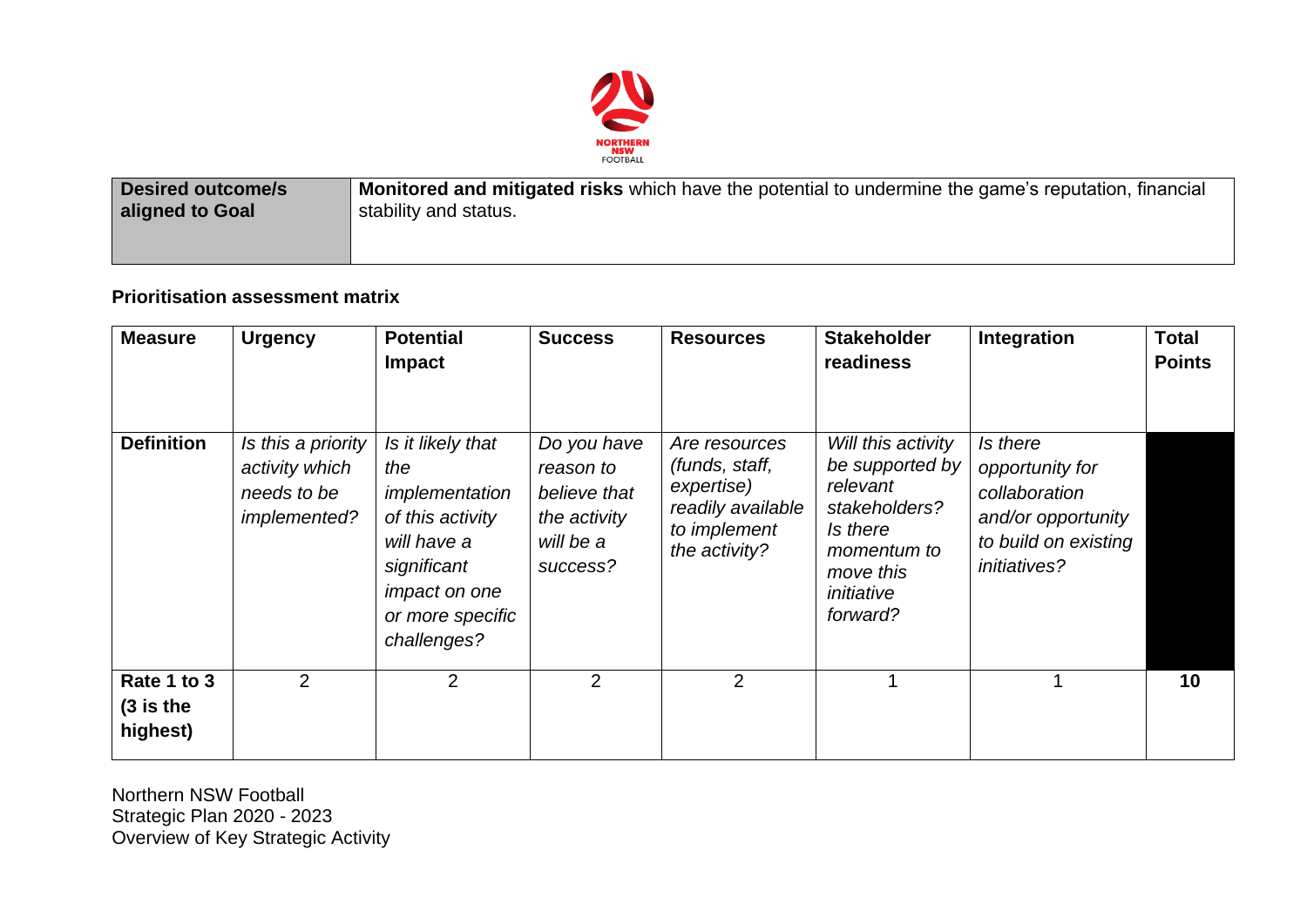| | |
|---|---|
| **Desired outcome/s aligned to Goal** | **Monitored and mitigated risks** which have the potential to undermine the game's reputation, financial stability and status. |

**Prioritisation assessment matrix**

| **Measure** | **Urgency** | **Potential Impact** | **Success** | **Resources** | **Stakeholder readiness** | **Integration** | **Total Points** |
|---|---|---|---|---|---|---|---|
| **Definition** | *Is this a priority activity which needs to be implemented?* | *Is it likely that the implementation of this activity will have a significant impact on one or more specific challenges?* | *Do you have reason to believe that the activity will be a success?* | *Are resources (funds, staff, expertise) readily available to implement the activity?* | *Will this activity be supported by relevant stakeholders? Is there momentum to move this initiative forward?* | *Is there opportunity for collaboration and/or opportunity to build on existing initiatives?* | |
| **Rate 1 to 3 (3 is the highest)** | 2 | 2 | 2 | 2 | 1 | 1 | **10** |

Northern NSW Football
Strategic Plan 2020 - 2023
Overview of Key Strategic Activity